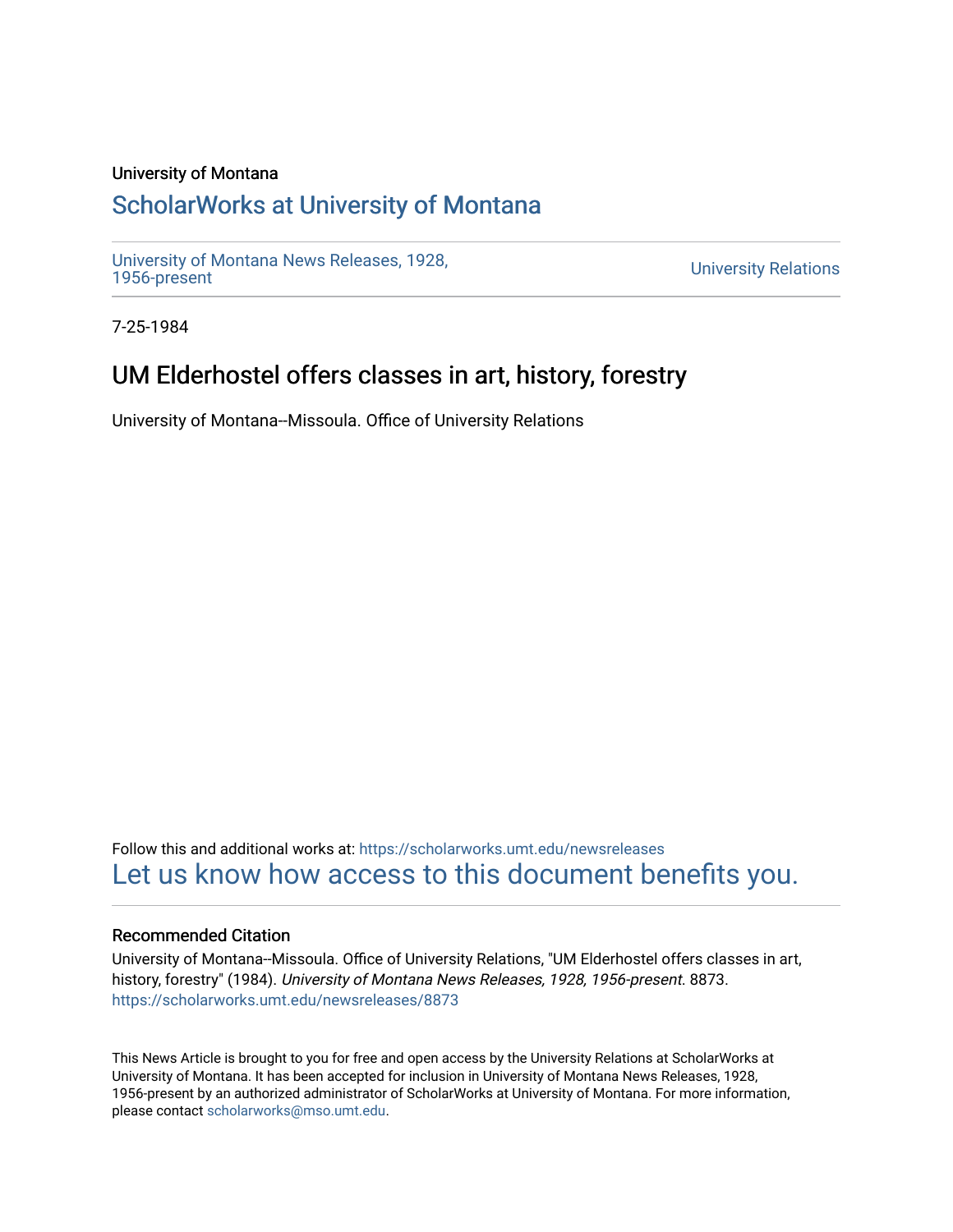University of Montana

# ScholarWorks at University of Montana

University of Montana News Releases, 1928, 1956-present

University Relations

7-25-1984

## UM Elderhostel offers classes in art, history, forestry

University of Montana--Missoula. Office of University Relations

Follow this and additional works at: https://scholarworks.umt.edu/newsreleases

Let us know how access to this document benefits you.

### Recommended Citation

University of Montana--Missoula. Office of University Relations, "UM Elderhostel offers classes in art, history, forestry" (1984). *University of Montana News Releases, 1928, 1956-present*. 8873.
https://scholarworks.umt.edu/newsreleases/8873

This News Article is brought to you for free and open access by the University Relations at ScholarWorks at University of Montana. It has been accepted for inclusion in University of Montana News Releases, 1928, 1956-present by an authorized administrator of ScholarWorks at University of Montana. For more information, please contact scholarworks@mso.umt.edu.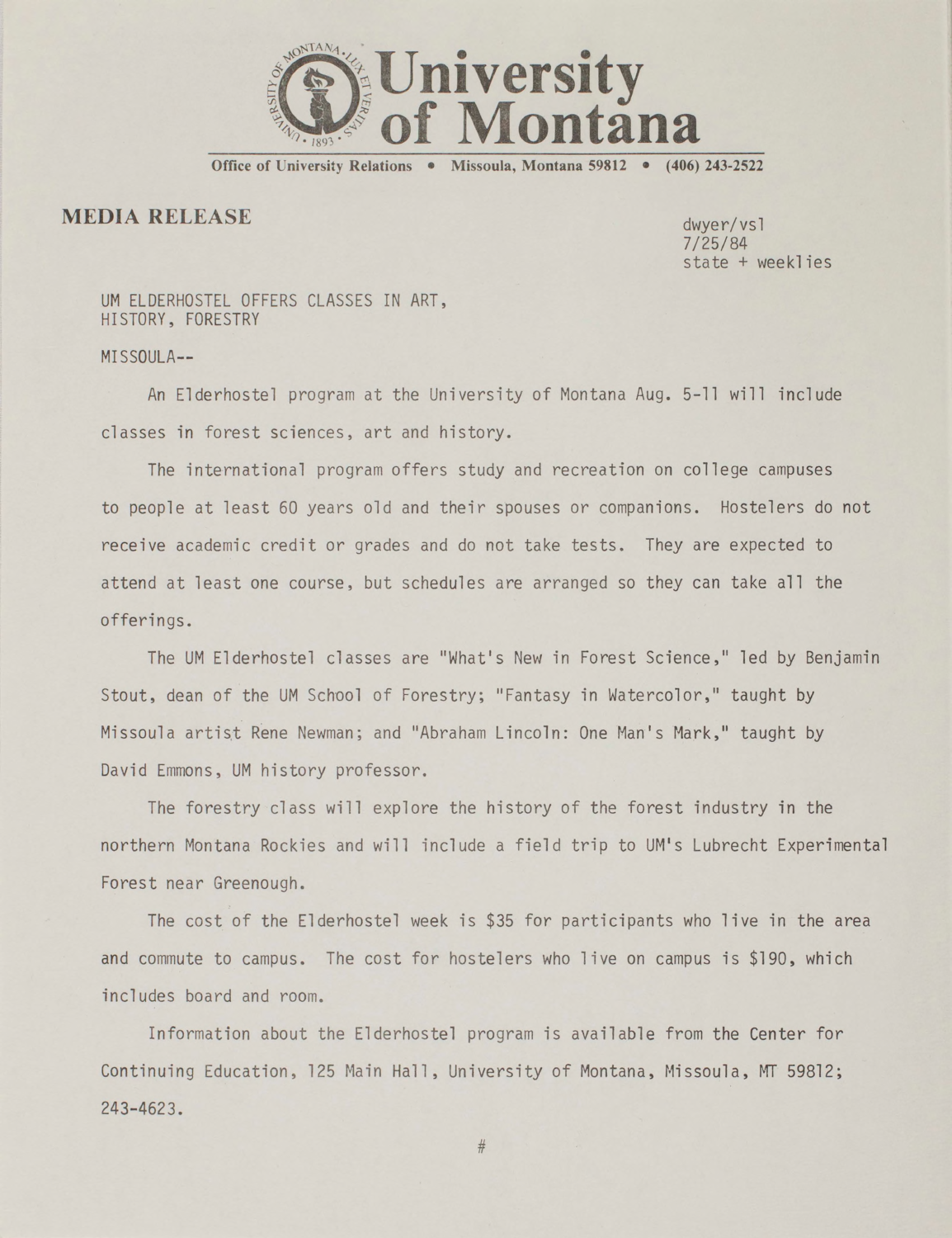# University of Montana

Office of University Relations • Missoula, Montana 59812 • (406) 243-2522

## MEDIA RELEASE

dwyer/vsl
7/25/84
state + weeklies

UM ELDERHOSTEL OFFERS CLASSES IN ART, HISTORY, FORESTRY

MISSOULA--

An Elderhostel program at the University of Montana Aug. 5-11 will include classes in forest sciences, art and history.

The international program offers study and recreation on college campuses to people at least 60 years old and their spouses or companions. Hostelers do not receive academic credit or grades and do not take tests. They are expected to attend at least one course, but schedules are arranged so they can take all the offerings.

The UM Elderhostel classes are "What's New in Forest Science," led by Benjamin Stout, dean of the UM School of Forestry; "Fantasy in Watercolor," taught by Missoula artist Rene Newman; and "Abraham Lincoln: One Man's Mark," taught by David Emmons, UM history professor.

The forestry class will explore the history of the forest industry in the northern Montana Rockies and will include a field trip to UM's Lubrecht Experimental Forest near Greenough.

The cost of the Elderhostel week is $35 for participants who live in the area and commute to campus. The cost for hostelers who live on campus is $190, which includes board and room.

Information about the Elderhostel program is available from the Center for Continuing Education, 125 Main Hall, University of Montana, Missoula, MT 59812; 243-4623.

#